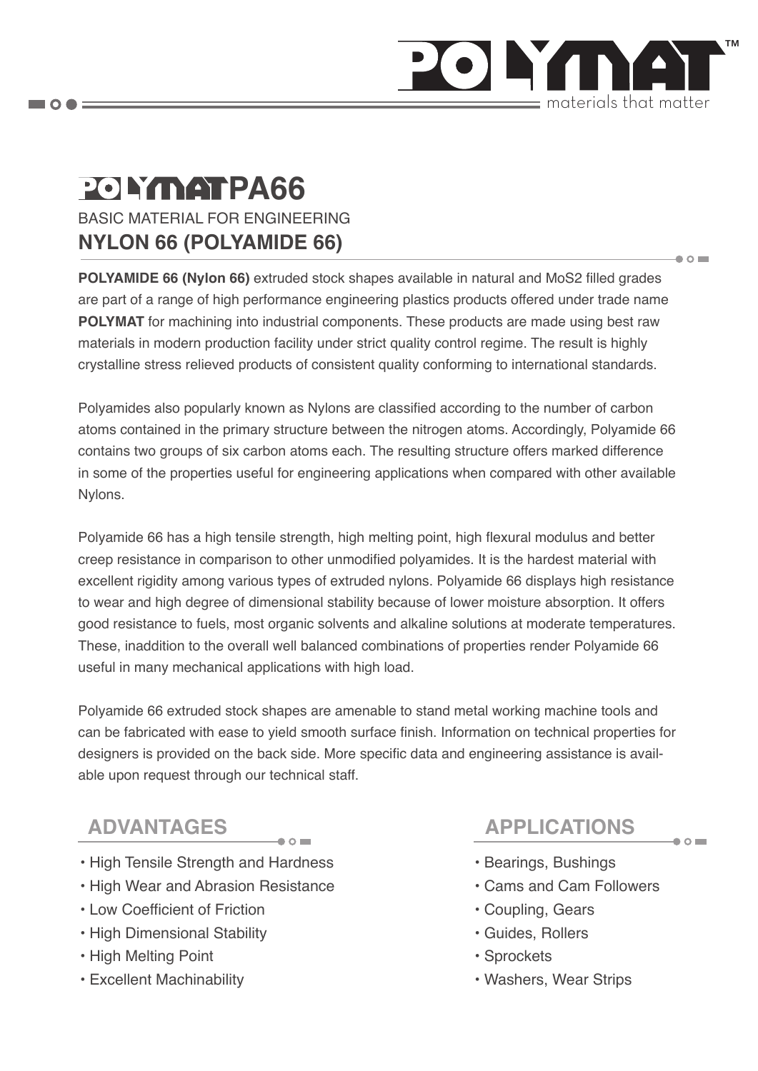# POLYMAT PA66

BASIC MATERIAL FOR ENGINEERING

## NYLON 66 (POLYAMIDE 66)

**POLYAMIDE 66 (Nylon 66)** extruded stock shapes available in natural and MoS2 filled grades are part of a range of high performance engineering plastics products offered under trade name **POLYMAT** for machining into industrial components. These products are made using best raw materials in modern production facility under strict quality control regime. The result is highly crystalline stress relieved products of consistent quality conforming to international standards.

Polyamides also popularly known as Nylons are classified according to the number of carbon atoms contained in the primary structure between the nitrogen atoms. Accordingly, Polyamide 66 contains two groups of six carbon atoms each. The resulting structure offers marked difference in some of the properties useful for engineering applications when compared with other available Nylons.

Polyamide 66 has a high tensile strength, high melting point, high flexural modulus and better creep resistance in comparison to other unmodified polyamides. It is the hardest material with excellent rigidity among various types of extruded nylons. Polyamide 66 displays high resistance to wear and high degree of dimensional stability because of lower moisture absorption. It offers good resistance to fuels, most organic solvents and alkaline solutions at moderate temperatures. These, inaddition to the overall well balanced combinations of properties render Polyamide 66 useful in many mechanical applications with high load.

Polyamide 66 extruded stock shapes are amenable to stand metal working machine tools and can be fabricated with ease to yield smooth surface finish. Information on technical properties for designers is provided on the back side. More specific data and engineering assistance is available upon request through our technical staff.

### ADVANTAGES

- High Tensile Strength and Hardness
- High Wear and Abrasion Resistance
- Low Coefficient of Friction
- High Dimensional Stability
- High Melting Point
- Excellent Machinability

### APPLICATIONS

- Bearings, Bushings
- Cams and Cam Followers
- Coupling, Gears
- Guides, Rollers
- Sprockets
- Washers, Wear Strips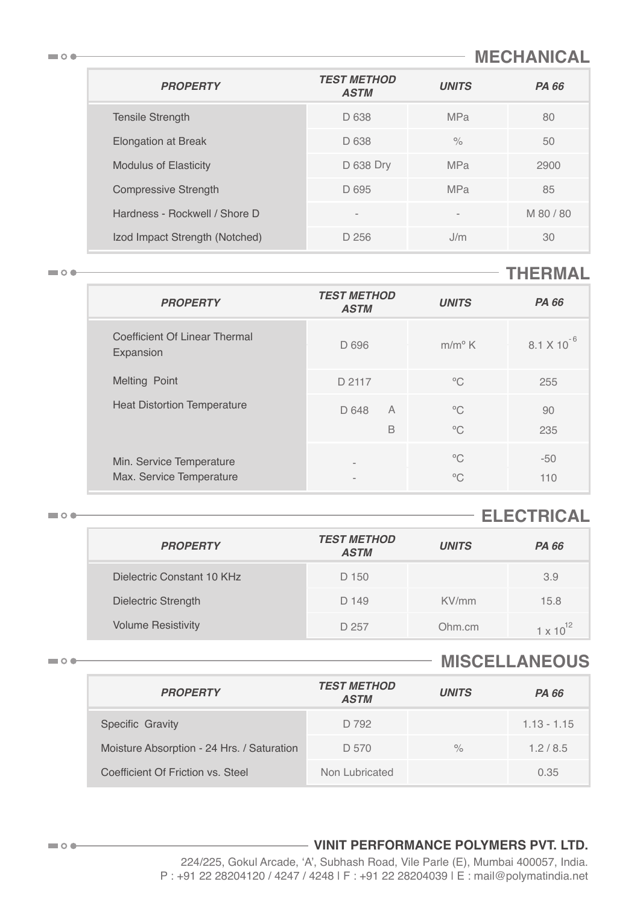## MECHANICAL

| *PROPERTY* | *TEST METHOD ASTM* | *UNITS* | *PA 66* |
|---|---|---|---|
| Tensile Strength | D 638 | MPa | 80 |
| Elongation at Break | D 638 | % | 50 |
| Modulus of Elasticity | D 638 Dry | MPa | 2900 |
| Compressive Strength | D 695 | MPa | 85 |
| Hardness - Rockwell / Shore D | - | - | M 80 / 80 |
| Izod Impact Strength (Notched) | D 256 | J/m | 30 |

## THERMAL

| *PROPERTY* | *TEST METHOD ASTM* | *UNITS* | *PA 66* |
|---|---|---|---|
| Coefficient Of Linear Thermal Expansion | D 696 | m/m° K | $8.1 \times 10^{-6}$ |
| Melting Point | D 2117 | °C | 255 |
| Heat Distortion Temperature | D 648 A | °C | 90 |
| | B | °C | 235 |
| Min. Service Temperature | - | °C | -50 |
| Max. Service Temperature | - | °C | 110 |

## ELECTRICAL

| *PROPERTY* | *TEST METHOD ASTM* | *UNITS* | *PA 66* |
|---|---|---|---|
| Dielectric Constant 10 KHz | D 150 | | 3.9 |
| Dielectric Strength | D 149 | KV/mm | 15.8 |
| Volume Resistivity | D 257 | Ohm.cm | $1 \times 10^{12}$ |

## MISCELLANEOUS

| *PROPERTY* | *TEST METHOD ASTM* | *UNITS* | *PA 66* |
|---|---|---|---|
| Specific Gravity | D 792 | | 1.13 - 1.15 |
| Moisture Absorption - 24 Hrs. / Saturation | D 570 | % | 1.2 / 8.5 |
| Coefficient Of Friction vs. Steel | Non Lubricated | | 0.35 |

**VINIT PERFORMANCE POLYMERS PVT. LTD.**

224/225, Gokul Arcade, 'A', Subhash Road, Vile Parle (E), Mumbai 400057, India.
P : +91 22 28204120 / 4247 / 4248 | F : +91 22 28204039 | E : mail@polymatindia.net